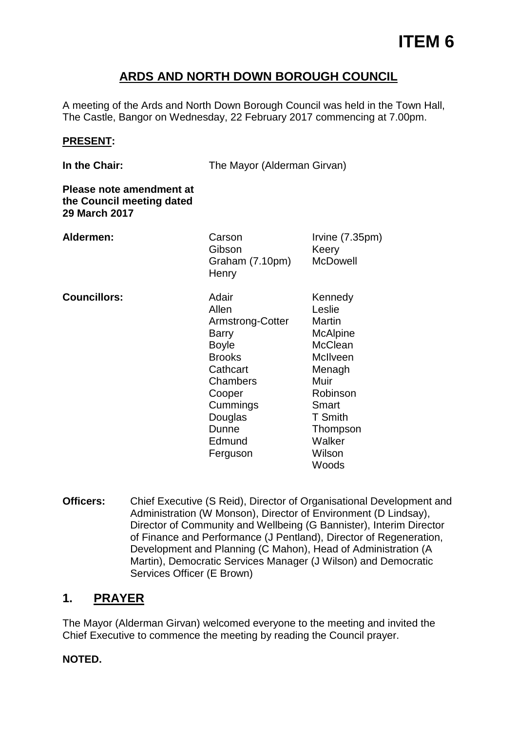# ITEM 6

## ARDS AND NORTH DOWN BOROUGH COUNCIL

A meeting of the Ards and North Down Borough Council was held in the Town Hall, The Castle, Bangor on Wednesday, 22 February 2017 commencing at 7.00pm.

**PRESENT:**

**In the Chair:** The Mayor (Alderman Girvan)

**Please note amendment at the Council meeting dated 29 March 2017**

**Aldermen:**

Carson
Gibson
Graham (7.10pm)
Henry
Irvine (7.35pm)
Keery
McDowell

**Councillors:**

Adair
Allen
Armstrong-Cotter
Barry
Boyle
Brooks
Cathcart
Chambers
Cooper
Cummings
Douglas
Dunne
Edmund
Ferguson
Kennedy
Leslie
Martin
McAlpine
McClean
McIlveen
Menagh
Muir
Robinson
Smart
T Smith
Thompson
Walker
Wilson
Woods

**Officers:** Chief Executive (S Reid), Director of Organisational Development and Administration (W Monson), Director of Environment (D Lindsay), Director of Community and Wellbeing (G Bannister), Interim Director of Finance and Performance (J Pentland), Director of Regeneration, Development and Planning (C Mahon), Head of Administration (A Martin), Democratic Services Manager (J Wilson) and Democratic Services Officer (E Brown)

## 1. PRAYER

The Mayor (Alderman Girvan) welcomed everyone to the meeting and invited the Chief Executive to commence the meeting by reading the Council prayer.

**NOTED.**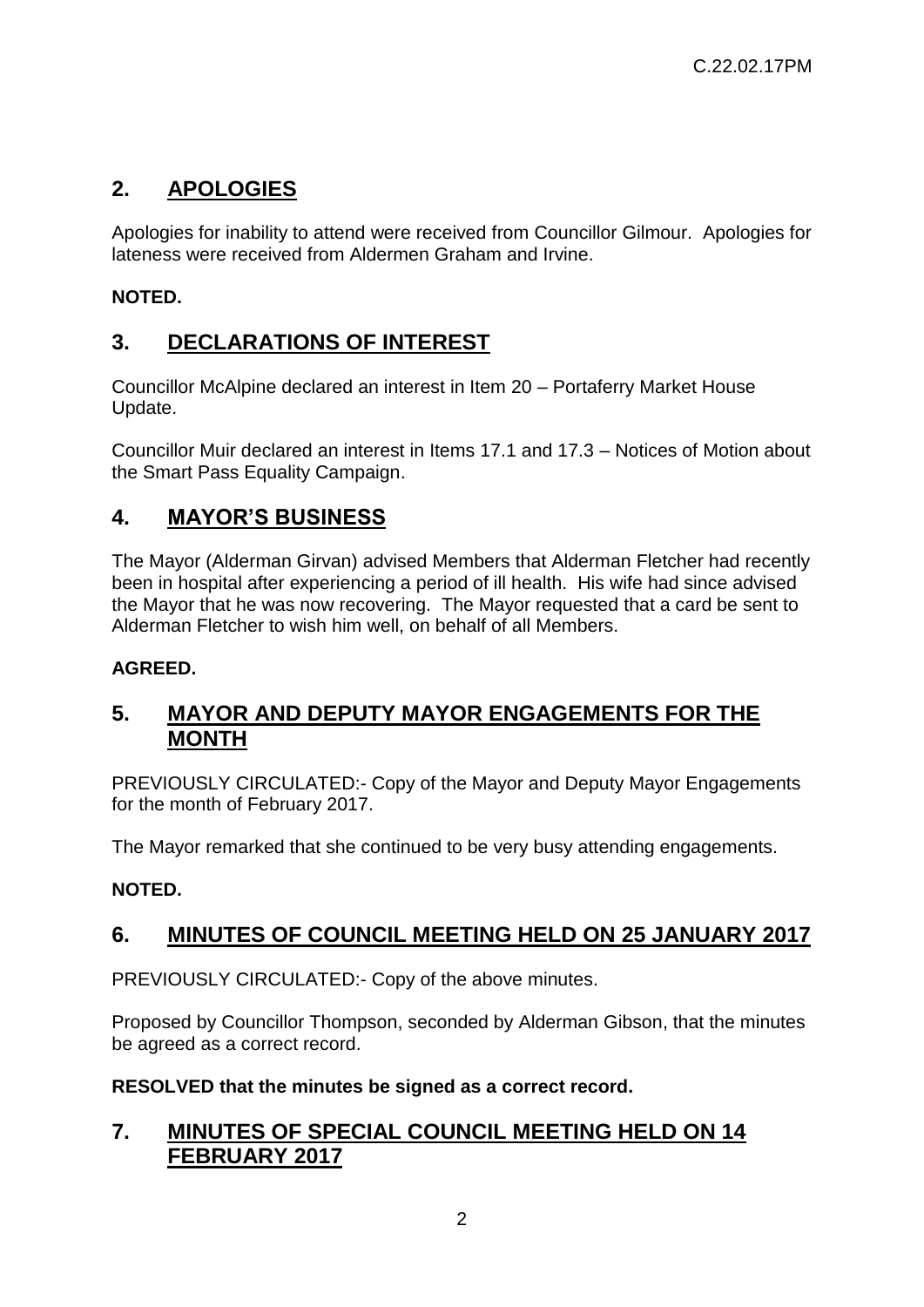## 2. APOLOGIES

Apologies for inability to attend were received from Councillor Gilmour. Apologies for lateness were received from Aldermen Graham and Irvine.

**NOTED.**

## 3. DECLARATIONS OF INTEREST

Councillor McAlpine declared an interest in Item 20 – Portaferry Market House Update.

Councillor Muir declared an interest in Items 17.1 and 17.3 – Notices of Motion about the Smart Pass Equality Campaign.

## 4. MAYOR'S BUSINESS

The Mayor (Alderman Girvan) advised Members that Alderman Fletcher had recently been in hospital after experiencing a period of ill health. His wife had since advised the Mayor that he was now recovering. The Mayor requested that a card be sent to Alderman Fletcher to wish him well, on behalf of all Members.

**AGREED.**

## 5. MAYOR AND DEPUTY MAYOR ENGAGEMENTS FOR THE MONTH

PREVIOUSLY CIRCULATED:- Copy of the Mayor and Deputy Mayor Engagements for the month of February 2017.

The Mayor remarked that she continued to be very busy attending engagements.

**NOTED.**

## 6. MINUTES OF COUNCIL MEETING HELD ON 25 JANUARY 2017

PREVIOUSLY CIRCULATED:- Copy of the above minutes.

Proposed by Councillor Thompson, seconded by Alderman Gibson, that the minutes be agreed as a correct record.

**RESOLVED that the minutes be signed as a correct record.**

## 7. MINUTES OF SPECIAL COUNCIL MEETING HELD ON 14 FEBRUARY 2017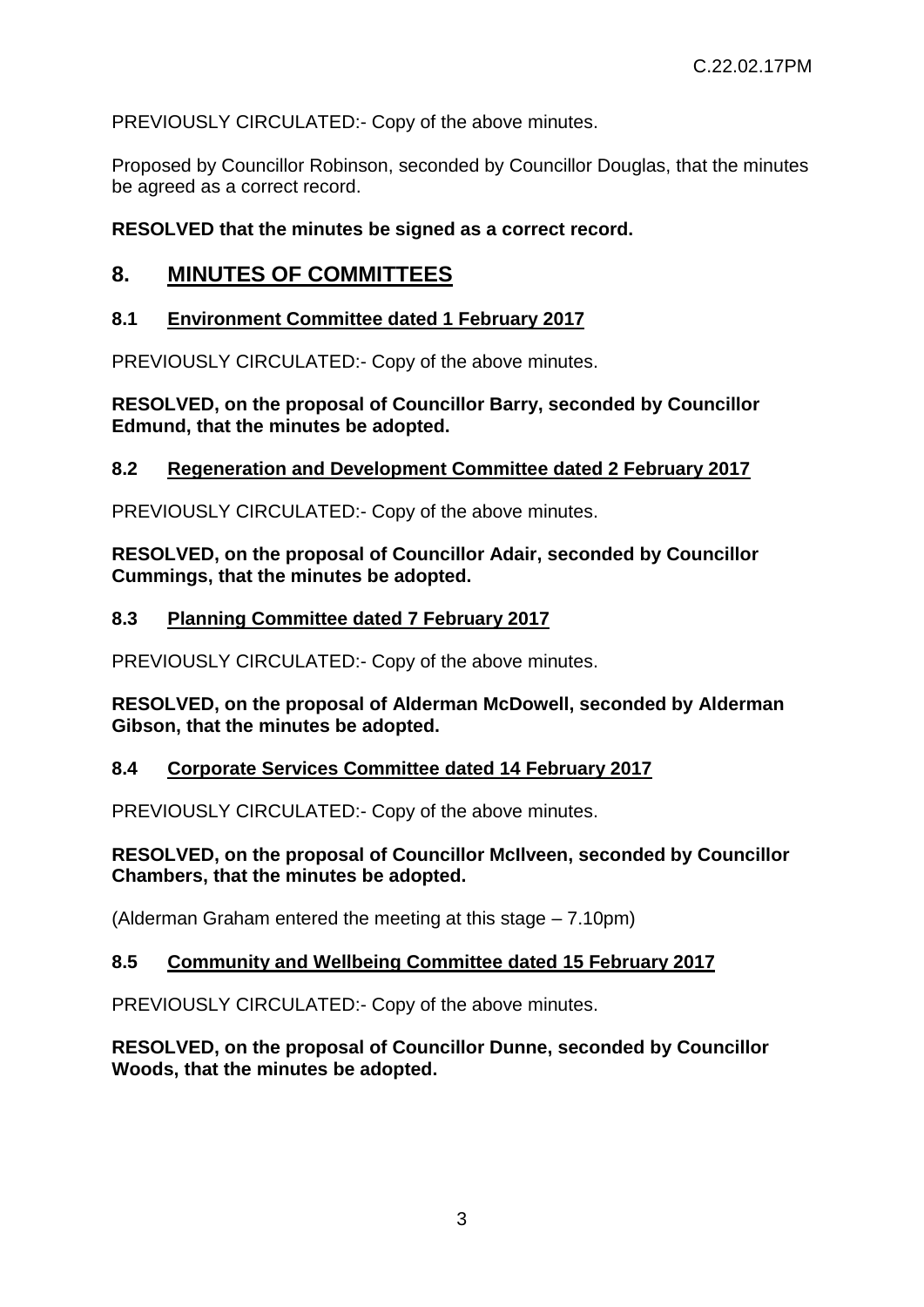PREVIOUSLY CIRCULATED:- Copy of the above minutes.

Proposed by Councillor Robinson, seconded by Councillor Douglas, that the minutes be agreed as a correct record.

**RESOLVED that the minutes be signed as a correct record.**

## 8. MINUTES OF COMMITTEES

### 8.1 Environment Committee dated 1 February 2017

PREVIOUSLY CIRCULATED:- Copy of the above minutes.

**RESOLVED, on the proposal of Councillor Barry, seconded by Councillor Edmund, that the minutes be adopted.**

### 8.2 Regeneration and Development Committee dated 2 February 2017

PREVIOUSLY CIRCULATED:- Copy of the above minutes.

**RESOLVED, on the proposal of Councillor Adair, seconded by Councillor Cummings, that the minutes be adopted.**

### 8.3 Planning Committee dated 7 February 2017

PREVIOUSLY CIRCULATED:- Copy of the above minutes.

**RESOLVED, on the proposal of Alderman McDowell, seconded by Alderman Gibson, that the minutes be adopted.**

### 8.4 Corporate Services Committee dated 14 February 2017

PREVIOUSLY CIRCULATED:- Copy of the above minutes.

**RESOLVED, on the proposal of Councillor McIlveen, seconded by Councillor Chambers, that the minutes be adopted.**

(Alderman Graham entered the meeting at this stage – 7.10pm)

### 8.5 Community and Wellbeing Committee dated 15 February 2017

PREVIOUSLY CIRCULATED:- Copy of the above minutes.

**RESOLVED, on the proposal of Councillor Dunne, seconded by Councillor Woods, that the minutes be adopted.**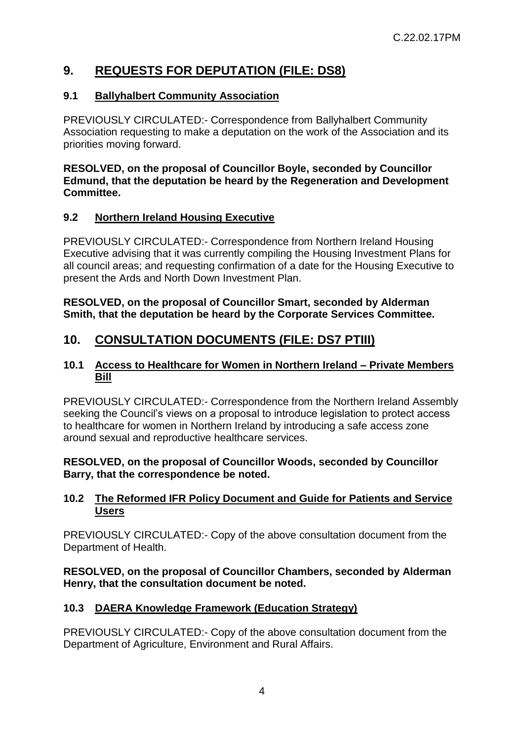## 9. REQUESTS FOR DEPUTATION (FILE: DS8)

### 9.1 Ballyhalbert Community Association

PREVIOUSLY CIRCULATED:- Correspondence from Ballyhalbert Community Association requesting to make a deputation on the work of the Association and its priorities moving forward.

**RESOLVED, on the proposal of Councillor Boyle, seconded by Councillor Edmund, that the deputation be heard by the Regeneration and Development Committee.**

### 9.2 Northern Ireland Housing Executive

PREVIOUSLY CIRCULATED:- Correspondence from Northern Ireland Housing Executive advising that it was currently compiling the Housing Investment Plans for all council areas; and requesting confirmation of a date for the Housing Executive to present the Ards and North Down Investment Plan.

**RESOLVED, on the proposal of Councillor Smart, seconded by Alderman Smith, that the deputation be heard by the Corporate Services Committee.**

## 10. CONSULTATION DOCUMENTS (FILE: DS7 PTIII)

### 10.1 Access to Healthcare for Women in Northern Ireland – Private Members Bill

PREVIOUSLY CIRCULATED:- Correspondence from the Northern Ireland Assembly seeking the Council's views on a proposal to introduce legislation to protect access to healthcare for women in Northern Ireland by introducing a safe access zone around sexual and reproductive healthcare services.

**RESOLVED, on the proposal of Councillor Woods, seconded by Councillor Barry, that the correspondence be noted.**

### 10.2 The Reformed IFR Policy Document and Guide for Patients and Service Users

PREVIOUSLY CIRCULATED:- Copy of the above consultation document from the Department of Health.

**RESOLVED, on the proposal of Councillor Chambers, seconded by Alderman Henry, that the consultation document be noted.**

### 10.3 DAERA Knowledge Framework (Education Strategy)

PREVIOUSLY CIRCULATED:- Copy of the above consultation document from the Department of Agriculture, Environment and Rural Affairs.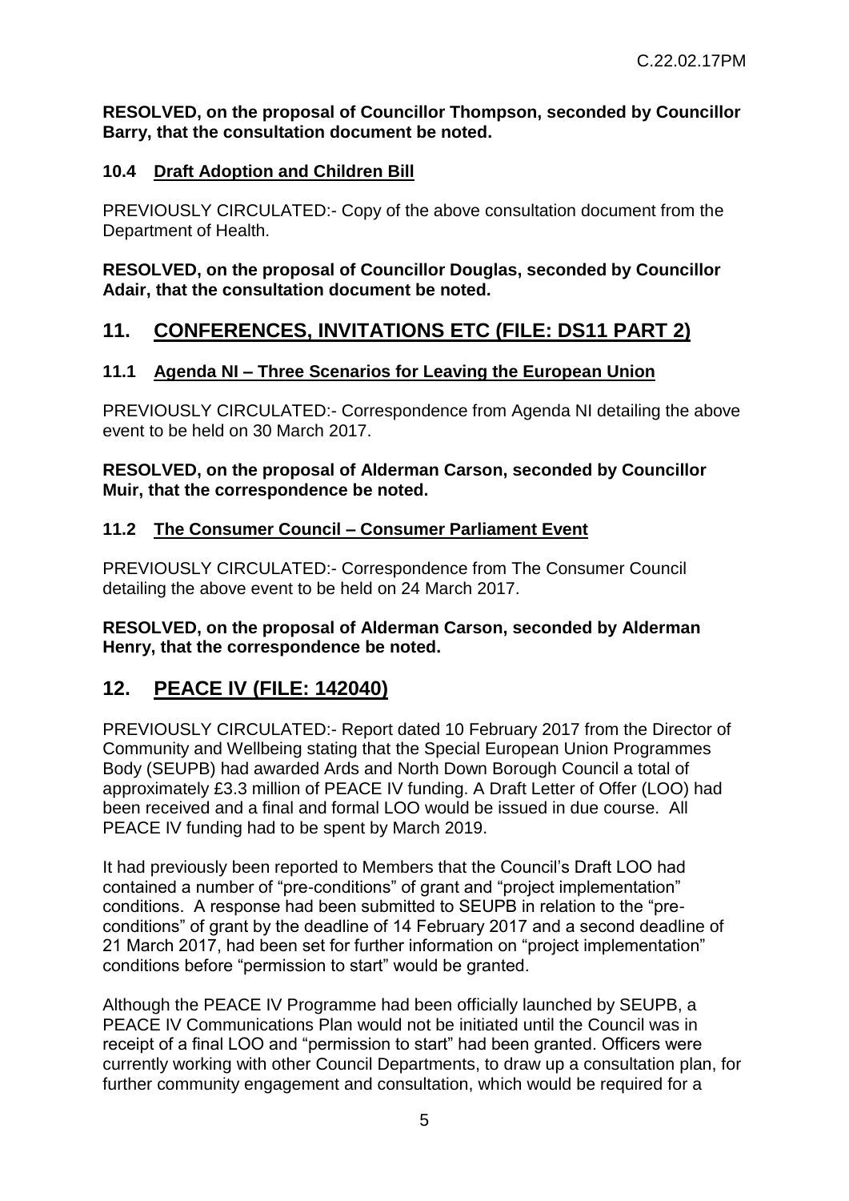**RESOLVED, on the proposal of Councillor Thompson, seconded by Councillor Barry, that the consultation document be noted.**

### 10.4 Draft Adoption and Children Bill

PREVIOUSLY CIRCULATED:- Copy of the above consultation document from the Department of Health.

**RESOLVED, on the proposal of Councillor Douglas, seconded by Councillor Adair, that the consultation document be noted.**

## 11. CONFERENCES, INVITATIONS ETC (FILE: DS11 PART 2)

### 11.1 Agenda NI – Three Scenarios for Leaving the European Union

PREVIOUSLY CIRCULATED:- Correspondence from Agenda NI detailing the above event to be held on 30 March 2017.

**RESOLVED, on the proposal of Alderman Carson, seconded by Councillor Muir, that the correspondence be noted.**

### 11.2 The Consumer Council – Consumer Parliament Event

PREVIOUSLY CIRCULATED:- Correspondence from The Consumer Council detailing the above event to be held on 24 March 2017.

**RESOLVED, on the proposal of Alderman Carson, seconded by Alderman Henry, that the correspondence be noted.**

## 12. PEACE IV (FILE: 142040)

PREVIOUSLY CIRCULATED:- Report dated 10 February 2017 from the Director of Community and Wellbeing stating that the Special European Union Programmes Body (SEUPB) had awarded Ards and North Down Borough Council a total of approximately £3.3 million of PEACE IV funding. A Draft Letter of Offer (LOO) had been received and a final and formal LOO would be issued in due course. All PEACE IV funding had to be spent by March 2019.

It had previously been reported to Members that the Council's Draft LOO had contained a number of "pre-conditions" of grant and "project implementation" conditions. A response had been submitted to SEUPB in relation to the "pre-conditions" of grant by the deadline of 14 February 2017 and a second deadline of 21 March 2017, had been set for further information on "project implementation" conditions before "permission to start" would be granted.

Although the PEACE IV Programme had been officially launched by SEUPB, a PEACE IV Communications Plan would not be initiated until the Council was in receipt of a final LOO and "permission to start" had been granted. Officers were currently working with other Council Departments, to draw up a consultation plan, for further community engagement and consultation, which would be required for a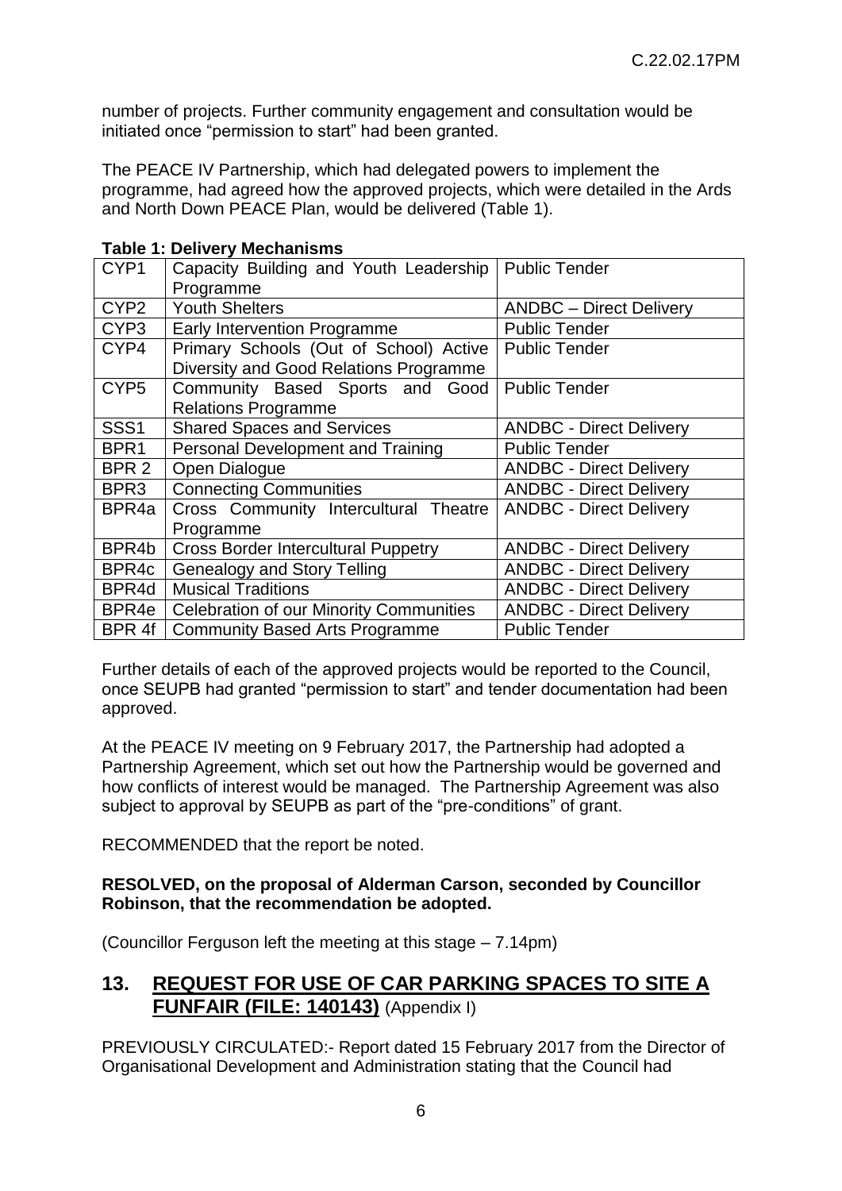number of projects. Further community engagement and consultation would be initiated once "permission to start" had been granted.

The PEACE IV Partnership, which had delegated powers to implement the programme, had agreed how the approved projects, which were detailed in the Ards and North Down PEACE Plan, would be delivered (Table 1).

**Table 1: Delivery Mechanisms**

| | | |
|---|---|---|
| CYP1 | Capacity Building and Youth Leadership Programme | Public Tender |
| CYP2 | Youth Shelters | ANDBC – Direct Delivery |
| CYP3 | Early Intervention Programme | Public Tender |
| CYP4 | Primary Schools (Out of School) Active Diversity and Good Relations Programme | Public Tender |
| CYP5 | Community Based Sports and Good Relations Programme | Public Tender |
| SSS1 | Shared Spaces and Services | ANDBC - Direct Delivery |
| BPR1 | Personal Development and Training | Public Tender |
| BPR 2 | Open Dialogue | ANDBC - Direct Delivery |
| BPR3 | Connecting Communities | ANDBC - Direct Delivery |
| BPR4a | Cross Community Intercultural Theatre Programme | ANDBC - Direct Delivery |
| BPR4b | Cross Border Intercultural Puppetry | ANDBC - Direct Delivery |
| BPR4c | Genealogy and Story Telling | ANDBC - Direct Delivery |
| BPR4d | Musical Traditions | ANDBC - Direct Delivery |
| BPR4e | Celebration of our Minority Communities | ANDBC - Direct Delivery |
| BPR 4f | Community Based Arts Programme | Public Tender |

Further details of each of the approved projects would be reported to the Council, once SEUPB had granted "permission to start" and tender documentation had been approved.

At the PEACE IV meeting on 9 February 2017, the Partnership had adopted a Partnership Agreement, which set out how the Partnership would be governed and how conflicts of interest would be managed. The Partnership Agreement was also subject to approval by SEUPB as part of the "pre-conditions" of grant.

RECOMMENDED that the report be noted.

**RESOLVED, on the proposal of Alderman Carson, seconded by Councillor Robinson, that the recommendation be adopted.**

(Councillor Ferguson left the meeting at this stage – 7.14pm)

## 13. REQUEST FOR USE OF CAR PARKING SPACES TO SITE A FUNFAIR (FILE: 140143) (Appendix I)

PREVIOUSLY CIRCULATED:- Report dated 15 February 2017 from the Director of Organisational Development and Administration stating that the Council had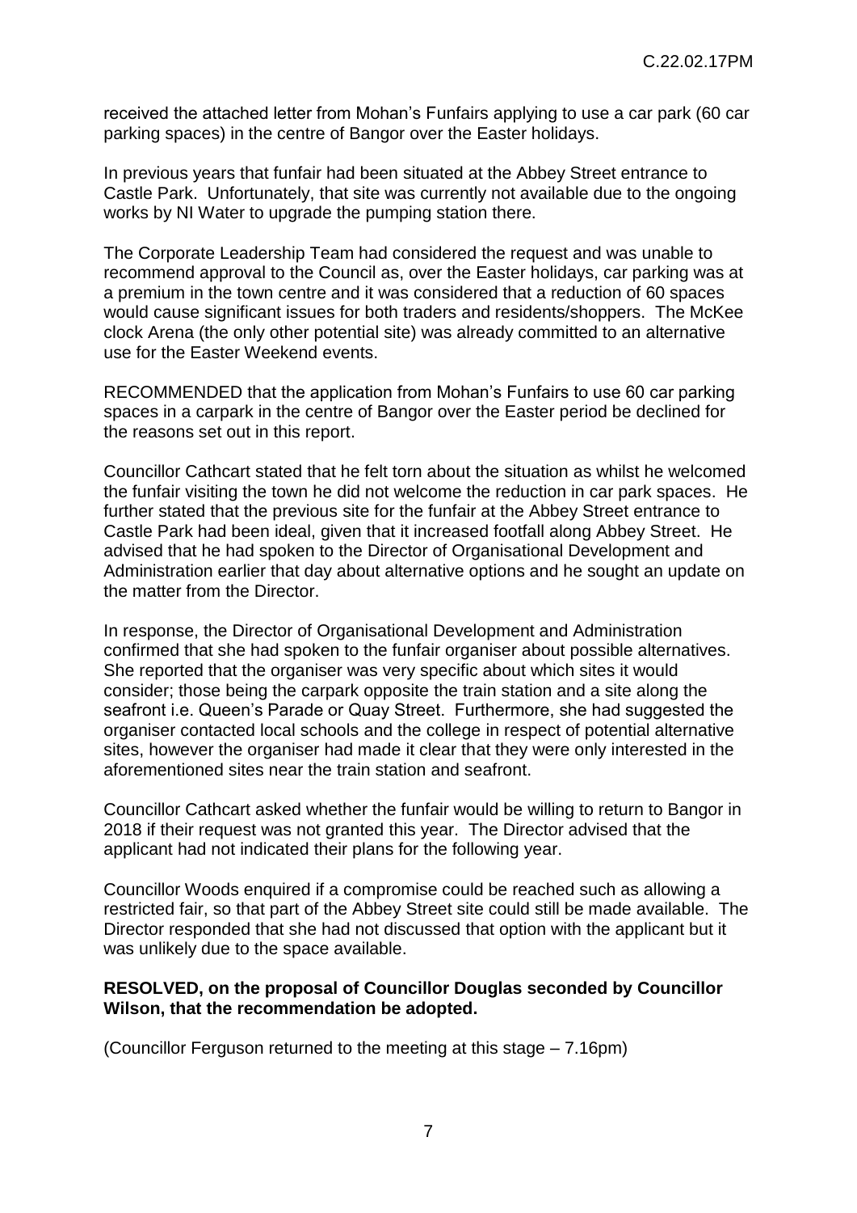received the attached letter from Mohan's Funfairs applying to use a car park (60 car parking spaces) in the centre of Bangor over the Easter holidays.

In previous years that funfair had been situated at the Abbey Street entrance to Castle Park. Unfortunately, that site was currently not available due to the ongoing works by NI Water to upgrade the pumping station there.

The Corporate Leadership Team had considered the request and was unable to recommend approval to the Council as, over the Easter holidays, car parking was at a premium in the town centre and it was considered that a reduction of 60 spaces would cause significant issues for both traders and residents/shoppers. The McKee clock Arena (the only other potential site) was already committed to an alternative use for the Easter Weekend events.

RECOMMENDED that the application from Mohan's Funfairs to use 60 car parking spaces in a carpark in the centre of Bangor over the Easter period be declined for the reasons set out in this report.

Councillor Cathcart stated that he felt torn about the situation as whilst he welcomed the funfair visiting the town he did not welcome the reduction in car park spaces. He further stated that the previous site for the funfair at the Abbey Street entrance to Castle Park had been ideal, given that it increased footfall along Abbey Street. He advised that he had spoken to the Director of Organisational Development and Administration earlier that day about alternative options and he sought an update on the matter from the Director.

In response, the Director of Organisational Development and Administration confirmed that she had spoken to the funfair organiser about possible alternatives. She reported that the organiser was very specific about which sites it would consider; those being the carpark opposite the train station and a site along the seafront i.e. Queen's Parade or Quay Street. Furthermore, she had suggested the organiser contacted local schools and the college in respect of potential alternative sites, however the organiser had made it clear that they were only interested in the aforementioned sites near the train station and seafront.

Councillor Cathcart asked whether the funfair would be willing to return to Bangor in 2018 if their request was not granted this year. The Director advised that the applicant had not indicated their plans for the following year.

Councillor Woods enquired if a compromise could be reached such as allowing a restricted fair, so that part of the Abbey Street site could still be made available. The Director responded that she had not discussed that option with the applicant but it was unlikely due to the space available.

**RESOLVED, on the proposal of Councillor Douglas seconded by Councillor Wilson, that the recommendation be adopted.**

(Councillor Ferguson returned to the meeting at this stage – 7.16pm)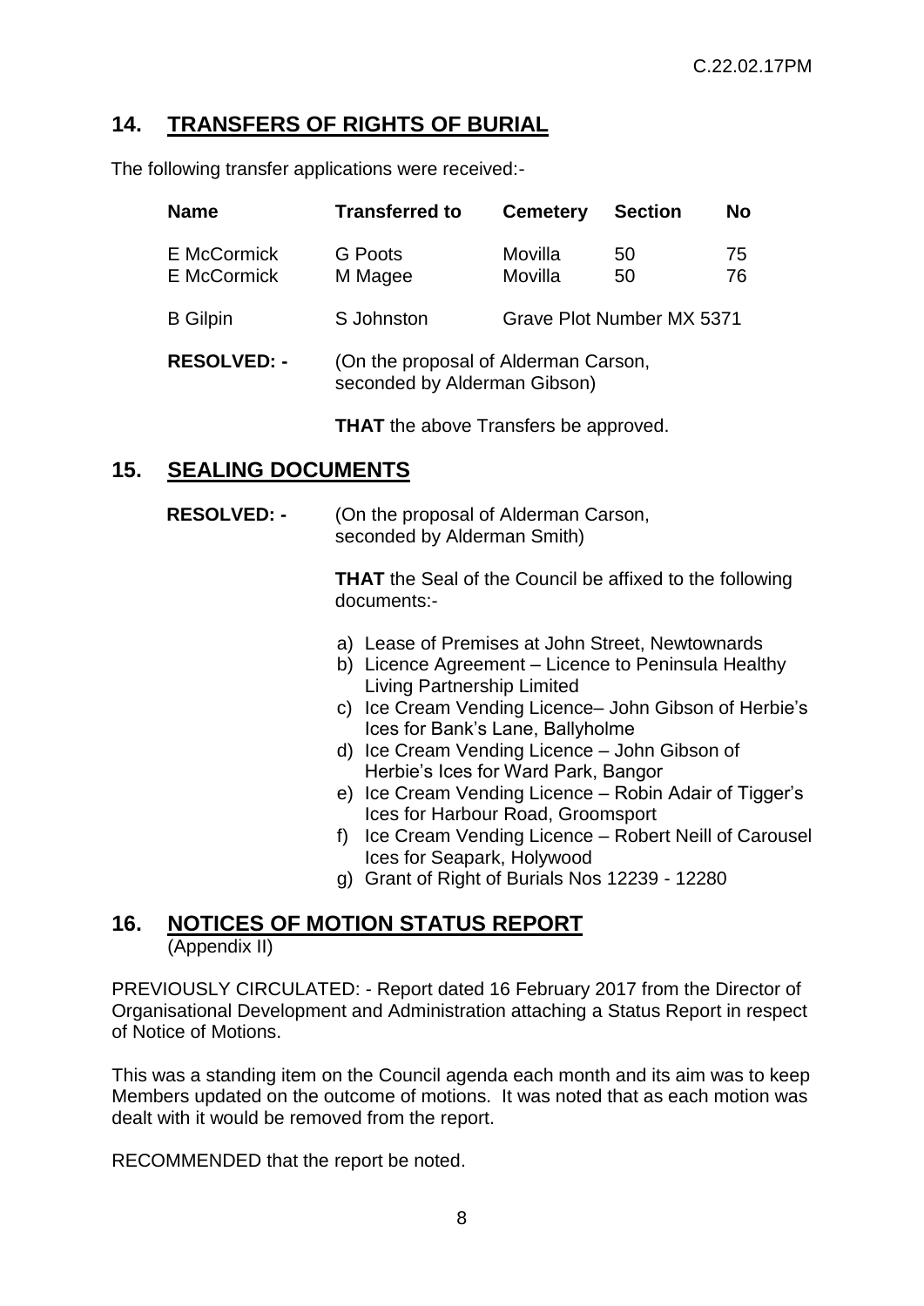## 14. TRANSFERS OF RIGHTS OF BURIAL

The following transfer applications were received:-

| Name | Transferred to | Cemetery | Section | No |
|---|---|---|---|---|
| E McCormick | G Poots | Movilla | 50 | 75 |
| E McCormick | M Magee | Movilla | 50 | 76 |
| B Gilpin | S Johnston | Grave Plot Number MX 5371 | | |

**RESOLVED: -** (On the proposal of Alderman Carson, seconded by Alderman Gibson)

**THAT** the above Transfers be approved.

## 15. SEALING DOCUMENTS

**RESOLVED: -** (On the proposal of Alderman Carson, seconded by Alderman Smith)

**THAT** the Seal of the Council be affixed to the following documents:-

a) Lease of Premises at John Street, Newtownards
b) Licence Agreement – Licence to Peninsula Healthy Living Partnership Limited
c) Ice Cream Vending Licence– John Gibson of Herbie's Ices for Bank's Lane, Ballyholme
d) Ice Cream Vending Licence – John Gibson of Herbie's Ices for Ward Park, Bangor
e) Ice Cream Vending Licence – Robin Adair of Tigger's Ices for Harbour Road, Groomsport
f) Ice Cream Vending Licence – Robert Neill of Carousel Ices for Seapark, Holywood
g) Grant of Right of Burials Nos 12239 - 12280

## 16. NOTICES OF MOTION STATUS REPORT
(Appendix II)

PREVIOUSLY CIRCULATED: - Report dated 16 February 2017 from the Director of Organisational Development and Administration attaching a Status Report in respect of Notice of Motions.

This was a standing item on the Council agenda each month and its aim was to keep Members updated on the outcome of motions. It was noted that as each motion was dealt with it would be removed from the report.

RECOMMENDED that the report be noted.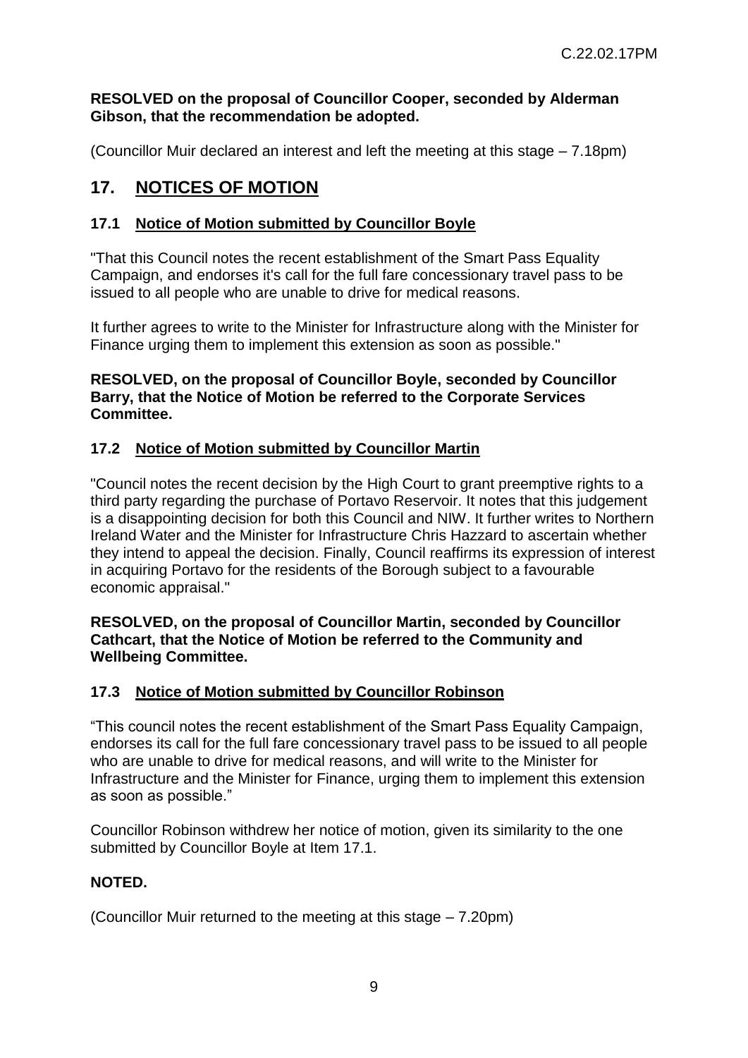**RESOLVED on the proposal of Councillor Cooper, seconded by Alderman Gibson, that the recommendation be adopted.**

(Councillor Muir declared an interest and left the meeting at this stage – 7.18pm)

## 17. NOTICES OF MOTION

### 17.1 Notice of Motion submitted by Councillor Boyle

"That this Council notes the recent establishment of the Smart Pass Equality Campaign, and endorses it's call for the full fare concessionary travel pass to be issued to all people who are unable to drive for medical reasons.

It further agrees to write to the Minister for Infrastructure along with the Minister for Finance urging them to implement this extension as soon as possible."

**RESOLVED, on the proposal of Councillor Boyle, seconded by Councillor Barry, that the Notice of Motion be referred to the Corporate Services Committee.**

### 17.2 Notice of Motion submitted by Councillor Martin

"Council notes the recent decision by the High Court to grant preemptive rights to a third party regarding the purchase of Portavo Reservoir. It notes that this judgement is a disappointing decision for both this Council and NIW. It further writes to Northern Ireland Water and the Minister for Infrastructure Chris Hazzard to ascertain whether they intend to appeal the decision. Finally, Council reaffirms its expression of interest in acquiring Portavo for the residents of the Borough subject to a favourable economic appraisal."

**RESOLVED, on the proposal of Councillor Martin, seconded by Councillor Cathcart, that the Notice of Motion be referred to the Community and Wellbeing Committee.**

### 17.3 Notice of Motion submitted by Councillor Robinson

"This council notes the recent establishment of the Smart Pass Equality Campaign, endorses its call for the full fare concessionary travel pass to be issued to all people who are unable to drive for medical reasons, and will write to the Minister for Infrastructure and the Minister for Finance, urging them to implement this extension as soon as possible."

Councillor Robinson withdrew her notice of motion, given its similarity to the one submitted by Councillor Boyle at Item 17.1.

**NOTED.**

(Councillor Muir returned to the meeting at this stage – 7.20pm)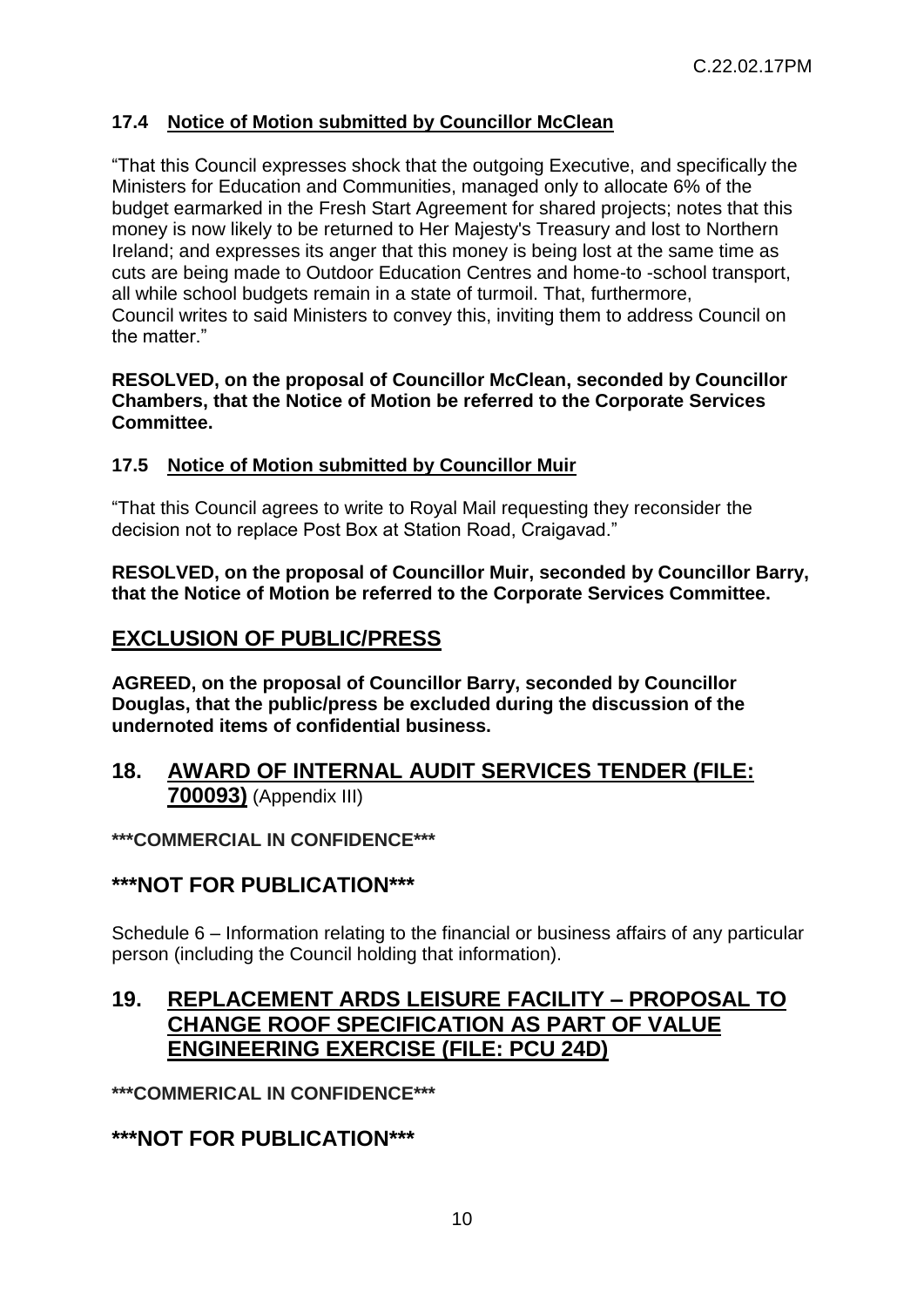### 17.4 Notice of Motion submitted by Councillor McClean

"That this Council expresses shock that the outgoing Executive, and specifically the Ministers for Education and Communities, managed only to allocate 6% of the budget earmarked in the Fresh Start Agreement for shared projects; notes that this money is now likely to be returned to Her Majesty's Treasury and lost to Northern Ireland; and expresses its anger that this money is being lost at the same time as cuts are being made to Outdoor Education Centres and home-to -school transport, all while school budgets remain in a state of turmoil. That, furthermore, Council writes to said Ministers to convey this, inviting them to address Council on the matter."

**RESOLVED, on the proposal of Councillor McClean, seconded by Councillor Chambers, that the Notice of Motion be referred to the Corporate Services Committee.**

### 17.5 Notice of Motion submitted by Councillor Muir

"That this Council agrees to write to Royal Mail requesting they reconsider the decision not to replace Post Box at Station Road, Craigavad."

**RESOLVED, on the proposal of Councillor Muir, seconded by Councillor Barry, that the Notice of Motion be referred to the Corporate Services Committee.**

## EXCLUSION OF PUBLIC/PRESS

**AGREED, on the proposal of Councillor Barry, seconded by Councillor Douglas, that the public/press be excluded during the discussion of the undernoted items of confidential business.**

## 18. AWARD OF INTERNAL AUDIT SERVICES TENDER (FILE: 700093) (Appendix III)

**\*\*\*COMMERCIAL IN CONFIDENCE\*\*\***

## \*\*\*NOT FOR PUBLICATION\*\*\*

Schedule 6 – Information relating to the financial or business affairs of any particular person (including the Council holding that information).

## 19. REPLACEMENT ARDS LEISURE FACILITY – PROPOSAL TO CHANGE ROOF SPECIFICATION AS PART OF VALUE ENGINEERING EXERCISE (FILE: PCU 24D)

**\*\*\*COMMERICAL IN CONFIDENCE\*\*\***

## \*\*\*NOT FOR PUBLICATION\*\*\*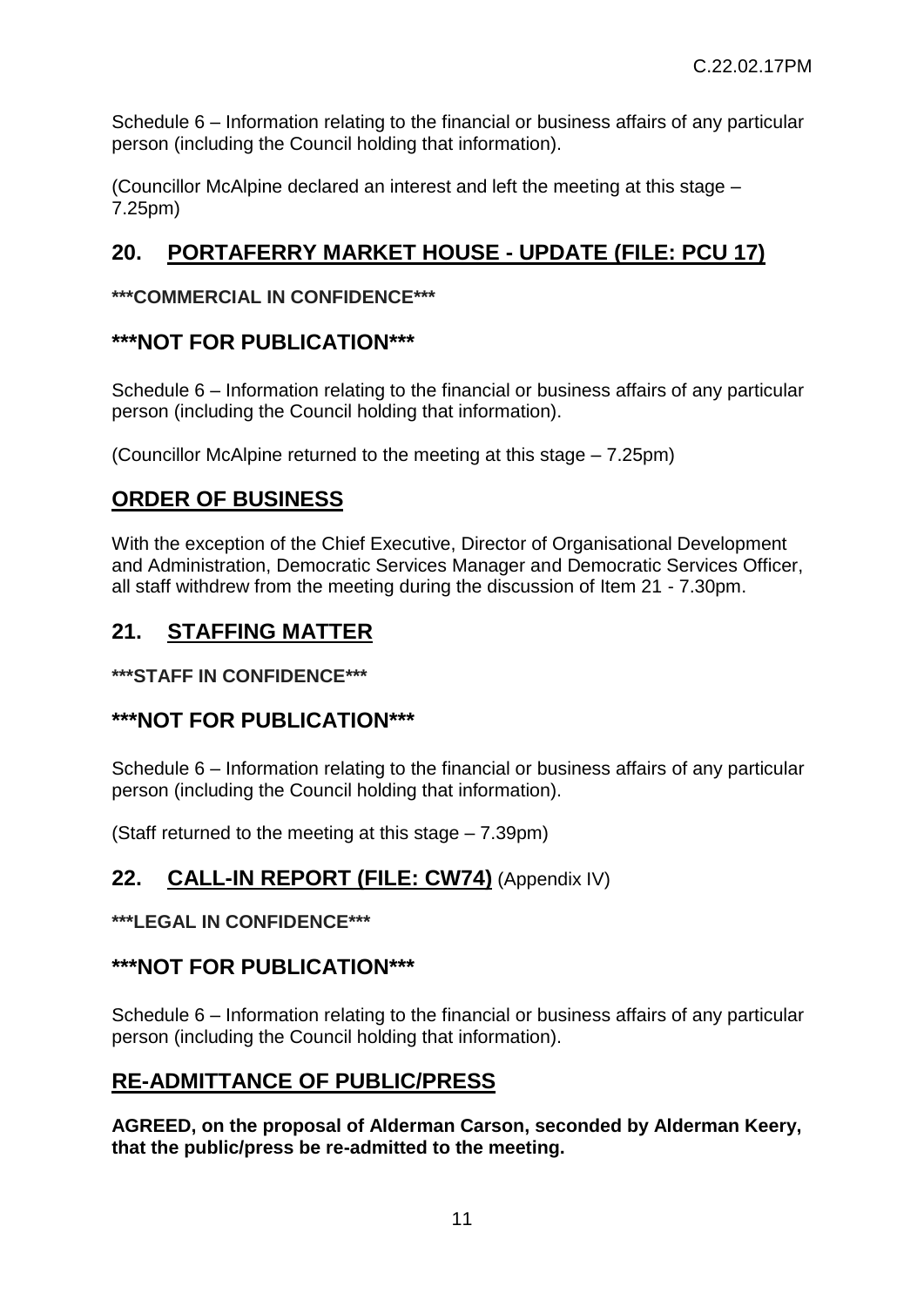Schedule 6 – Information relating to the financial or business affairs of any particular person (including the Council holding that information).

(Councillor McAlpine declared an interest and left the meeting at this stage – 7.25pm)

## 20. PORTAFERRY MARKET HOUSE - UPDATE (FILE: PCU 17)

**\*\*\*COMMERCIAL IN CONFIDENCE\*\*\***

## \*\*\*NOT FOR PUBLICATION\*\*\*

Schedule 6 – Information relating to the financial or business affairs of any particular person (including the Council holding that information).

(Councillor McAlpine returned to the meeting at this stage – 7.25pm)

## ORDER OF BUSINESS

With the exception of the Chief Executive, Director of Organisational Development and Administration, Democratic Services Manager and Democratic Services Officer, all staff withdrew from the meeting during the discussion of Item 21 - 7.30pm.

## 21. STAFFING MATTER

**\*\*\*STAFF IN CONFIDENCE\*\*\***

## \*\*\*NOT FOR PUBLICATION\*\*\*

Schedule 6 – Information relating to the financial or business affairs of any particular person (including the Council holding that information).

(Staff returned to the meeting at this stage – 7.39pm)

## 22. CALL-IN REPORT (FILE: CW74) (Appendix IV)

**\*\*\*LEGAL IN CONFIDENCE\*\*\***

## \*\*\*NOT FOR PUBLICATION\*\*\*

Schedule 6 – Information relating to the financial or business affairs of any particular person (including the Council holding that information).

## RE-ADMITTANCE OF PUBLIC/PRESS

**AGREED, on the proposal of Alderman Carson, seconded by Alderman Keery, that the public/press be re-admitted to the meeting.**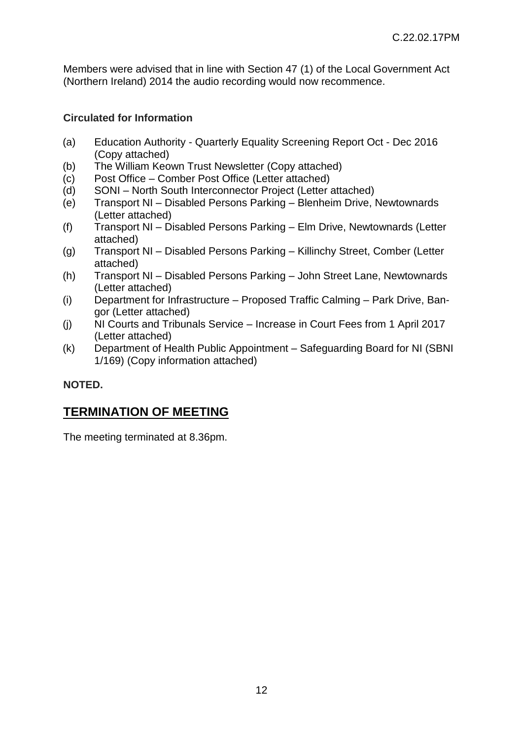Members were advised that in line with Section 47 (1) of the Local Government Act (Northern Ireland) 2014 the audio recording would now recommence.

**Circulated for Information**

(a) Education Authority - Quarterly Equality Screening Report Oct - Dec 2016 (Copy attached)
(b) The William Keown Trust Newsletter (Copy attached)
(c) Post Office – Comber Post Office (Letter attached)
(d) SONI – North South Interconnector Project (Letter attached)
(e) Transport NI – Disabled Persons Parking – Blenheim Drive, Newtownards (Letter attached)
(f) Transport NI – Disabled Persons Parking – Elm Drive, Newtownards (Letter attached)
(g) Transport NI – Disabled Persons Parking – Killinchy Street, Comber (Letter attached)
(h) Transport NI – Disabled Persons Parking – John Street Lane, Newtownards (Letter attached)
(i) Department for Infrastructure – Proposed Traffic Calming – Park Drive, Bangor (Letter attached)
(j) NI Courts and Tribunals Service – Increase in Court Fees from 1 April 2017 (Letter attached)
(k) Department of Health Public Appointment – Safeguarding Board for NI (SBNI 1/169) (Copy information attached)

**NOTED.**

## TERMINATION OF MEETING

The meeting terminated at 8.36pm.